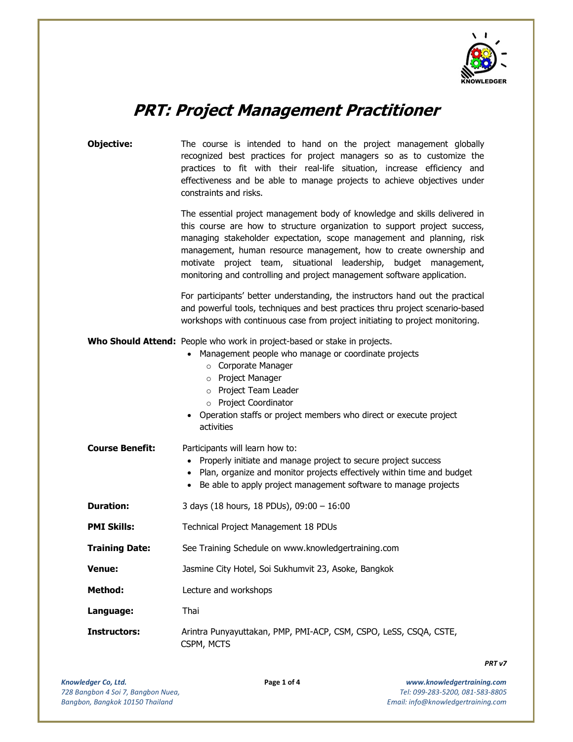# PRT: Project Management Practitioner

**Objective:** The course is intended to hand on the project management globally recognized best practices for project managers so as to customize the practices to fit with their real-life situation, increase efficiency and effectiveness and be able to manage projects to achieve objectives under constraints and risks.

The essential project management body of knowledge and skills delivered in this course are how to structure organization to support project success, managing stakeholder expectation, scope management and planning, risk management, human resource management, how to create ownership and motivate project team, situational leadership, budget management, monitoring and controlling and project management software application.

For participants' better understanding, the instructors hand out the practical and powerful tools, techniques and best practices thru project scenario-based workshops with continuous case from project initiating to project monitoring.

**Who Should Attend:** People who work in project-based or stake in projects.

- Management people who manage or coordinate projects
  - Corporate Manager
  - Project Manager
  - Project Team Leader
  - Project Coordinator
- Operation staffs or project members who direct or execute project activities

**Course Benefit:** Participants will learn how to:

- Properly initiate and manage project to secure project success
- Plan, organize and monitor projects effectively within time and budget
- Be able to apply project management software to manage projects

**Duration:** 3 days (18 hours, 18 PDUs), 09:00 – 16:00

**PMI Skills:** Technical Project Management 18 PDUs

**Training Date:** See Training Schedule on www.knowledgertraining.com

**Venue:** Jasmine City Hotel, Soi Sukhumvit 23, Asoke, Bangkok

**Method:** Lecture and workshops

**Language:** Thai

**Instructors:** Arintra Punyayuttakan, PMP, PMI-ACP, CSM, CSPO, LeSS, CSQA, CSTE, CSPM, MCTS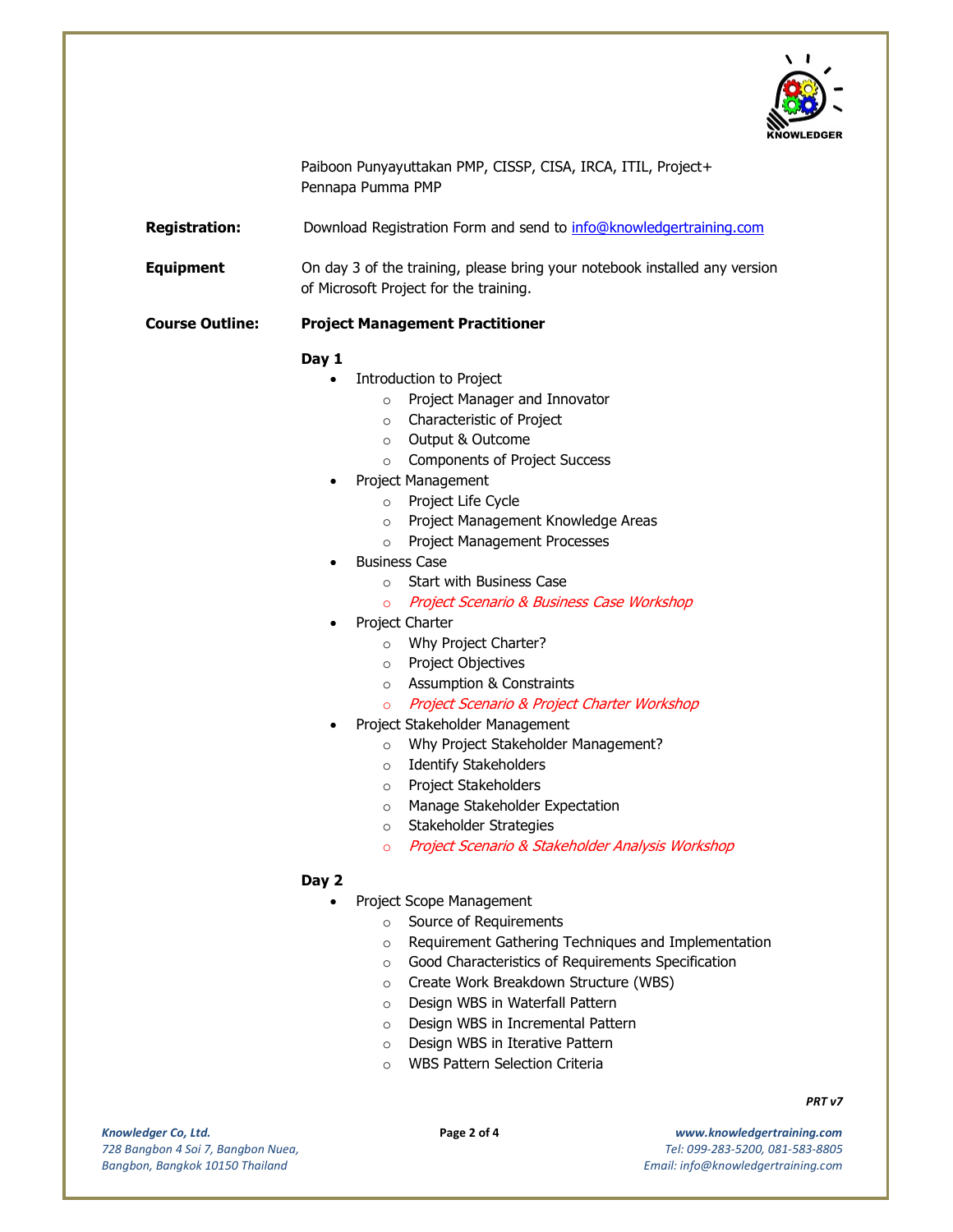Paiboon Punyayuttakan PMP, CISSP, CISA, IRCA, ITIL, Project+
Pennapa Pumma PMP

**Registration:** Download Registration Form and send to [info@knowledgertraining.com](mailto:info@knowledgertraining.com)

**Equipment** On day 3 of the training, please bring your notebook installed any version of Microsoft Project for the training.

**Course Outline:** **Project Management Practitioner**

**Day 1**

- Introduction to Project
    - Project Manager and Innovator
    - Characteristic of Project
    - Output & Outcome
    - Components of Project Success
- Project Management
    - Project Life Cycle
    - Project Management Knowledge Areas
    - Project Management Processes
- Business Case
    - Start with Business Case
    - *Project Scenario & Business Case Workshop*
- Project Charter
    - Why Project Charter?
    - Project Objectives
    - Assumption & Constraints
    - *Project Scenario & Project Charter Workshop*
- Project Stakeholder Management
    - Why Project Stakeholder Management?
    - Identify Stakeholders
    - Project Stakeholders
    - Manage Stakeholder Expectation
    - Stakeholder Strategies
    - *Project Scenario & Stakeholder Analysis Workshop*

**Day 2**

- Project Scope Management
    - Source of Requirements
    - Requirement Gathering Techniques and Implementation
    - Good Characteristics of Requirements Specification
    - Create Work Breakdown Structure (WBS)
    - Design WBS in Waterfall Pattern
    - Design WBS in Incremental Pattern
    - Design WBS in Iterative Pattern
    - WBS Pattern Selection Criteria

*PRT v7*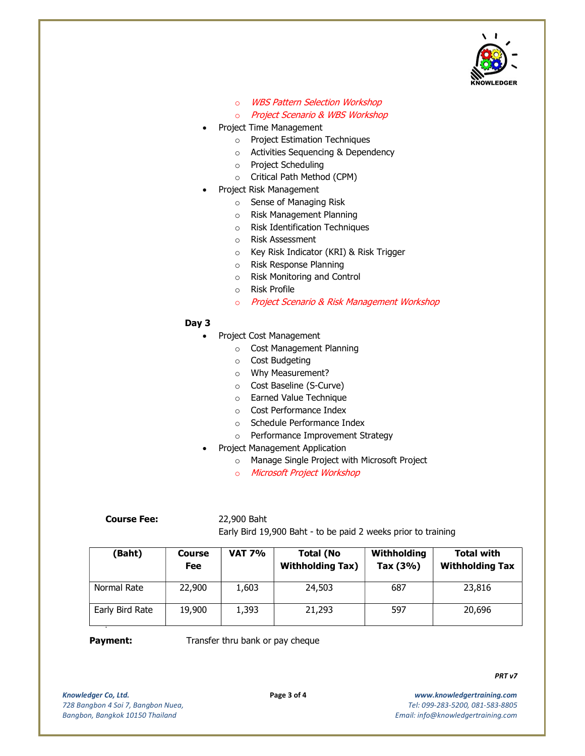- *WBS Pattern Selection Workshop*
    - *Project Scenario & WBS Workshop*
- Project Time Management
    - Project Estimation Techniques
    - Activities Sequencing & Dependency
    - Project Scheduling
    - Critical Path Method (CPM)
- Project Risk Management
    - Sense of Managing Risk
    - Risk Management Planning
    - Risk Identification Techniques
    - Risk Assessment
    - Key Risk Indicator (KRI) & Risk Trigger
    - Risk Response Planning
    - Risk Monitoring and Control
    - Risk Profile
    - *Project Scenario & Risk Management Workshop*

**Day 3**

- Project Cost Management
    - Cost Management Planning
    - Cost Budgeting
    - Why Measurement?
    - Cost Baseline (S-Curve)
    - Earned Value Technique
    - Cost Performance Index
    - Schedule Performance Index
    - Performance Improvement Strategy
- Project Management Application
    - Manage Single Project with Microsoft Project
    - *Microsoft Project Workshop*

**Course Fee:** 22,900 Baht
Early Bird 19,900 Baht - to be paid 2 weeks prior to training

| (Baht) | Course Fee | VAT 7% | Total (No Withholding Tax) | Withholding Tax (3%) | Total with Withholding Tax |
|---|---|---|---|---|---|
| Normal Rate | 22,900 | 1,603 | 24,503 | 687 | 23,816 |
| Early Bird Rate | 19,900 | 1,393 | 21,293 | 597 | 20,696 |

**Payment:** Transfer thru bank or pay cheque

*PRT v7*

*Knowledger Co, Ltd.*
*728 Bangbon 4 Soi 7, Bangbon Nuea,*
*Bangbon, Bangkok 10150 Thailand*

*www.knowledgertraining.com*
*Tel: 099-283-5200, 081-583-8805*
*Email: info@knowledgertraining.com*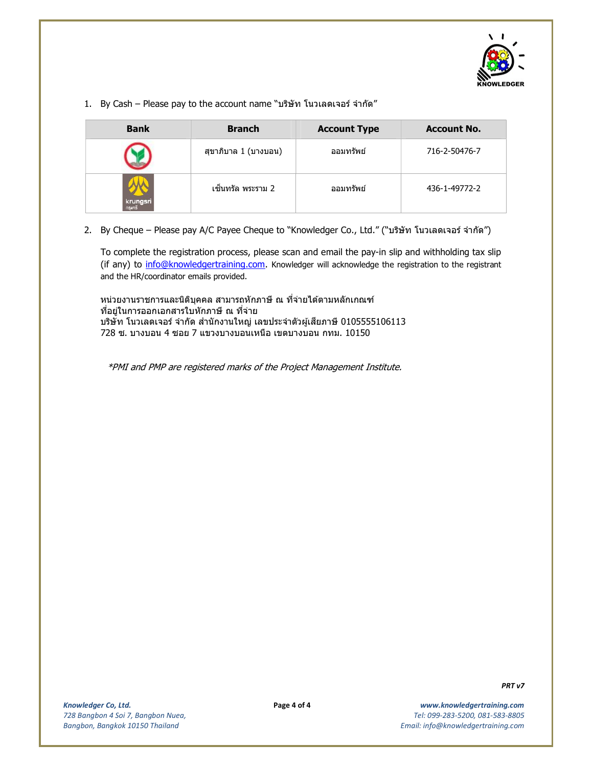1. By Cash – Please pay to the account name "บริษัท โนวเลดเจอร์ จำกัด"

| Bank | Branch | Account Type | Account No. |
| --- | --- | --- | --- |
| | สุขาภิบาล 1 (บางบอน) | ออมทรัพย์ | 716-2-50476-7 |
| krungsri กรุงศรี | เซ็นทรัล พระราม 2 | ออมทรัพย์ | 436-1-49772-2 |

2. By Cheque – Please pay A/C Payee Cheque to "Knowledger Co., Ltd." ("บริษัท โนวเลดเจอร์ จำกัด")

   To complete the registration process, please scan and email the pay-in slip and withholding tax slip (if any) to info@knowledgertraining.com. Knowledger will acknowledge the registration to the registrant and the HR/coordinator emails provided.

   หน่วยงานราชการและนิติบุคคล สามารถหักภาษี ณ ที่จ่ายได้ตามหลักเกณฑ์
   ที่อยู่ในการออกเอกสารใบหักภาษี ณ ที่จ่าย
   บริษัท โนวเลดเจอร์ จำกัด สำนักงานใหญ่ เลขประจำตัวผู้เสียภาษี 0105555106113
   728 ซ. บางบอน 4 ซอย 7 แขวงบางบอนเหนือ เขตบางบอน กทม. 10150

*\*PMI and PMP are registered marks of the Project Management Institute.*

PRT v7

*Knowledger Co, Ltd.*
*728 Bangbon 4 Soi 7, Bangbon Nuea,*
*Bangbon, Bangkok 10150 Thailand*

*www.knowledgertraining.com*
*Tel: 099-283-5200, 081-583-8805*
*Email: info@knowledgertraining.com*